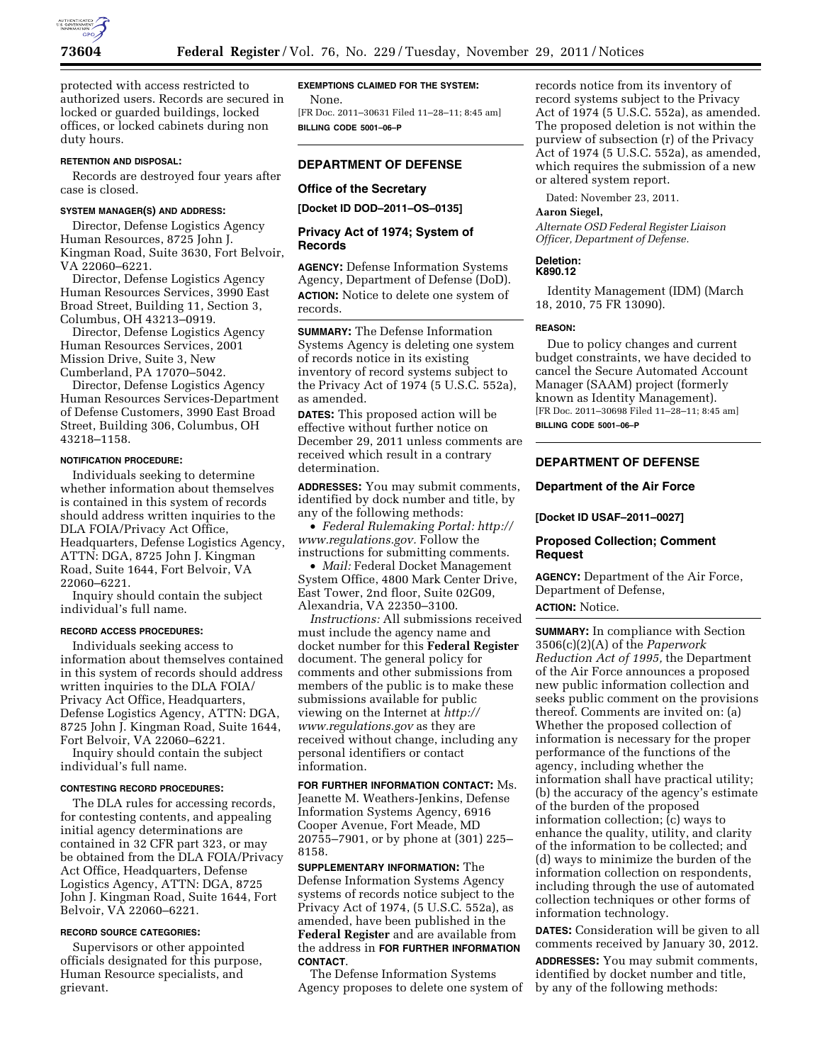protected with access restricted to authorized users. Records are secured in locked or guarded buildings, locked offices, or locked cabinets during non duty hours.

**RETENTION AND DISPOSAL:**

Records are destroyed four years after case is closed.

**SYSTEM MANAGER(S) AND ADDRESS:**

Director, Defense Logistics Agency Human Resources, 8725 John J. Kingman Road, Suite 3630, Fort Belvoir, VA 22060–6221.

Director, Defense Logistics Agency Human Resources Services, 3990 East Broad Street, Building 11, Section 3, Columbus, OH 43213–0919.

Director, Defense Logistics Agency Human Resources Services, 2001 Mission Drive, Suite 3, New Cumberland, PA 17070–5042.

Director, Defense Logistics Agency Human Resources Services-Department of Defense Customers, 3990 East Broad Street, Building 306, Columbus, OH 43218–1158.

**NOTIFICATION PROCEDURE:**

Individuals seeking to determine whether information about themselves is contained in this system of records should address written inquiries to the DLA FOIA/Privacy Act Office, Headquarters, Defense Logistics Agency, ATTN: DGA, 8725 John J. Kingman Road, Suite 1644, Fort Belvoir, VA 22060–6221.

Inquiry should contain the subject individual's full name.

**RECORD ACCESS PROCEDURES:**

Individuals seeking access to information about themselves contained in this system of records should address written inquiries to the DLA FOIA/Privacy Act Office, Headquarters, Defense Logistics Agency, ATTN: DGA, 8725 John J. Kingman Road, Suite 1644, Fort Belvoir, VA 22060–6221.

Inquiry should contain the subject individual's full name.

**CONTESTING RECORD PROCEDURES:**

The DLA rules for accessing records, for contesting contents, and appealing initial agency determinations are contained in 32 CFR part 323, or may be obtained from the DLA FOIA/Privacy Act Office, Headquarters, Defense Logistics Agency, ATTN: DGA, 8725 John J. Kingman Road, Suite 1644, Fort Belvoir, VA 22060–6221.

**RECORD SOURCE CATEGORIES:**

Supervisors or other appointed officials designated for this purpose, Human Resource specialists, and grievant.

**EXEMPTIONS CLAIMED FOR THE SYSTEM:**

None.

[FR Doc. 2011–30631 Filed 11–28–11; 8:45 am]

**BILLING CODE 5001–06–P**

## DEPARTMENT OF DEFENSE

### Office of the Secretary

**[Docket ID DOD–2011–OS–0135]**

### Privacy Act of 1974; System of Records

**AGENCY:** Defense Information Systems Agency, Department of Defense (DoD).

**ACTION:** Notice to delete one system of records.

**SUMMARY:** The Defense Information Systems Agency is deleting one system of records notice in its existing inventory of record systems subject to the Privacy Act of 1974 (5 U.S.C. 552a), as amended.

**DATES:** This proposed action will be effective without further notice on December 29, 2011 unless comments are received which result in a contrary determination.

**ADDRESSES:** You may submit comments, identified by dock number and title, by any of the following methods:

- *Federal Rulemaking Portal: http://www.regulations.gov.* Follow the instructions for submitting comments.
- *Mail:* Federal Docket Management System Office, 4800 Mark Center Drive, East Tower, 2nd floor, Suite 02G09, Alexandria, VA 22350–3100.

*Instructions:* All submissions received must include the agency name and docket number for this **Federal Register** document. The general policy for comments and other submissions from members of the public is to make these submissions available for public viewing on the Internet at *http://www.regulations.gov* as they are received without change, including any personal identifiers or contact information.

**FOR FURTHER INFORMATION CONTACT:** Ms. Jeanette M. Weathers-Jenkins, Defense Information Systems Agency, 6916 Cooper Avenue, Fort Meade, MD 20755–7901, or by phone at (301) 225–8158.

**SUPPLEMENTARY INFORMATION:** The Defense Information Systems Agency systems of records notice subject to the Privacy Act of 1974, (5 U.S.C. 552a), as amended, have been published in the **Federal Register** and are available from the address in **FOR FURTHER INFORMATION CONTACT**.

The Defense Information Systems Agency proposes to delete one system of records notice from its inventory of record systems subject to the Privacy Act of 1974 (5 U.S.C. 552a), as amended. The proposed deletion is not within the purview of subsection (r) of the Privacy Act of 1974 (5 U.S.C. 552a), as amended, which requires the submission of a new or altered system report.

Dated: November 23, 2011.

**Aaron Siegel,**

*Alternate OSD Federal Register Liaison Officer, Department of Defense.*

**Deletion:**
**K890.12**

Identity Management (IDM) (March 18, 2010, 75 FR 13090).

**REASON:**

Due to policy changes and current budget constraints, we have decided to cancel the Secure Automated Account Manager (SAAM) project (formerly known as Identity Management).

[FR Doc. 2011–30698 Filed 11–28–11; 8:45 am]

**BILLING CODE 5001–06–P**

## DEPARTMENT OF DEFENSE

### Department of the Air Force

**[Docket ID USAF–2011–0027]**

### Proposed Collection; Comment Request

**AGENCY:** Department of the Air Force, Department of Defense,

**ACTION:** Notice.

**SUMMARY:** In compliance with Section 3506(c)(2)(A) of the *Paperwork Reduction Act of 1995,* the Department of the Air Force announces a proposed new public information collection and seeks public comment on the provisions thereof. Comments are invited on: (a) Whether the proposed collection of information is necessary for the proper performance of the functions of the agency, including whether the information shall have practical utility; (b) the accuracy of the agency's estimate of the burden of the proposed information collection; (c) ways to enhance the quality, utility, and clarity of the information to be collected; and (d) ways to minimize the burden of the information collection on respondents, including through the use of automated collection techniques or other forms of information technology.

**DATES:** Consideration will be given to all comments received by January 30, 2012.

**ADDRESSES:** You may submit comments, identified by docket number and title, by any of the following methods: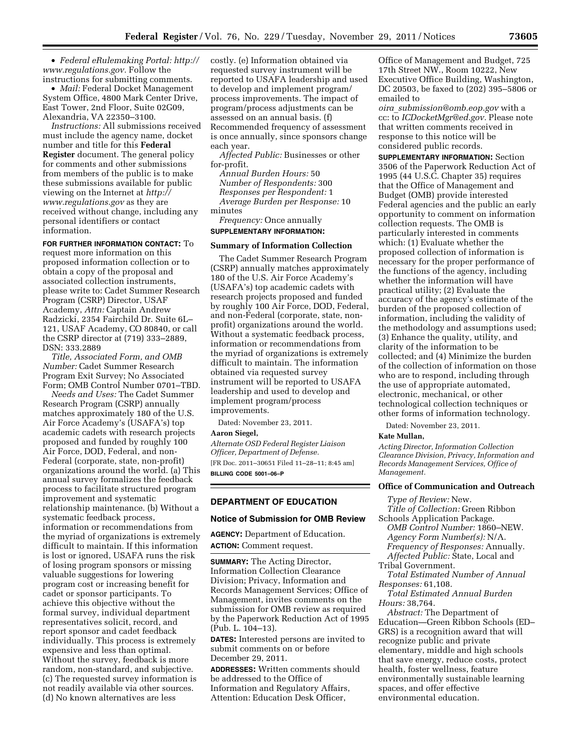- *Federal eRulemaking Portal: http://www.regulations.gov.* Follow the instructions for submitting comments.
- *Mail:* Federal Docket Management System Office, 4800 Mark Center Drive, East Tower, 2nd Floor, Suite 02G09, Alexandria, VA 22350–3100.

*Instructions:* All submissions received must include the agency name, docket number and title for this **Federal Register** document. The general policy for comments and other submissions from members of the public is to make these submissions available for public viewing on the Internet at *http://www.regulations.gov* as they are received without change, including any personal identifiers or contact information.

**FOR FURTHER INFORMATION CONTACT:** To request more information on this proposed information collection or to obtain a copy of the proposal and associated collection instruments, please write to: Cadet Summer Research Program (CSRP) Director, USAF Academy, *Attn:* Captain Andrew Radzicki, 2354 Fairchild Dr. Suite 6L–121, USAF Academy, CO 80840, or call the CSRP director at (719) 333–2889, DSN: 333.2889

*Title, Associated Form, and OMB Number:* Cadet Summer Research Program Exit Survey; No Associated Form; OMB Control Number 0701–TBD.

*Needs and Uses:* The Cadet Summer Research Program (CSRP) annually matches approximately 180 of the U.S. Air Force Academy's (USAFA's) top academic cadets with research projects proposed and funded by roughly 100 Air Force, DOD, Federal, and non-Federal (corporate, state, non-profit) organizations around the world. (a) This annual survey formalizes the feedback process to facilitate structured program improvement and systematic relationship maintenance. (b) Without a systematic feedback process, information or recommendations from the myriad of organizations is extremely difficult to maintain. If this information is lost or ignored, USAFA runs the risk of losing program sponsors or missing valuable suggestions for lowering program cost or increasing benefit for cadet or sponsor participants. To achieve this objective without the formal survey, individual department representatives solicit, record, and report sponsor and cadet feedback individually. This process is extremely expensive and less than optimal. Without the survey, feedback is more random, non-standard, and subjective. (c) The requested survey information is not readily available via other sources. (d) No known alternatives are less costly. (e) Information obtained via requested survey instrument will be reported to USAFA leadership and used to develop and implement program/process improvements. The impact of program/process adjustments can be assessed on an annual basis. (f) Recommended frequency of assessment is once annually, since sponsors change each year.

*Affected Public:* Businesses or other for-profit.

*Annual Burden Hours:* 50

*Number of Respondents:* 300

*Responses per Respondent:* 1

*Average Burden per Response:* 10 minutes

*Frequency:* Once annually

**SUPPLEMENTARY INFORMATION:**

### Summary of Information Collection

The Cadet Summer Research Program (CSRP) annually matches approximately 180 of the U.S. Air Force Academy's (USAFA's) top academic cadets with research projects proposed and funded by roughly 100 Air Force, DOD, Federal, and non-Federal (corporate, state, non-profit) organizations around the world. Without a systematic feedback process, information or recommendations from the myriad of organizations is extremely difficult to maintain. The information obtained via requested survey instrument will be reported to USAFA leadership and used to develop and implement program/process improvements.

Dated: November 23, 2011.

**Aaron Siegel,**

*Alternate OSD Federal Register Liaison Officer, Department of Defense.*

[FR Doc. 2011–30651 Filed 11–28–11; 8:45 am]

**BILLING CODE 5001–06–P**

## DEPARTMENT OF EDUCATION

### Notice of Submission for OMB Review

**AGENCY:** Department of Education.

**ACTION:** Comment request.

**SUMMARY:** The Acting Director, Information Collection Clearance Division; Privacy, Information and Records Management Services; Office of Management, invites comments on the submission for OMB review as required by the Paperwork Reduction Act of 1995 (Pub. L. 104–13).

**DATES:** Interested persons are invited to submit comments on or before December 29, 2011.

**ADDRESSES:** Written comments should be addressed to the Office of Information and Regulatory Affairs, Attention: Education Desk Officer, Office of Management and Budget, 725 17th Street NW., Room 10222, New Executive Office Building, Washington, DC 20503, be faxed to (202) 395–5806 or emailed to *oira_submission@omb.eop.gov* with a cc: to *ICDocketMgr@ed.gov.* Please note that written comments received in response to this notice will be considered public records.

**SUPPLEMENTARY INFORMATION:** Section 3506 of the Paperwork Reduction Act of 1995 (44 U.S.C. Chapter 35) requires that the Office of Management and Budget (OMB) provide interested Federal agencies and the public an early opportunity to comment on information collection requests. The OMB is particularly interested in comments which: (1) Evaluate whether the proposed collection of information is necessary for the proper performance of the functions of the agency, including whether the information will have practical utility; (2) Evaluate the accuracy of the agency's estimate of the burden of the proposed collection of information, including the validity of the methodology and assumptions used; (3) Enhance the quality, utility, and clarity of the information to be collected; and (4) Minimize the burden of the collection of information on those who are to respond, including through the use of appropriate automated, electronic, mechanical, or other technological collection techniques or other forms of information technology.

Dated: November 23, 2011.

**Kate Mullan,**

*Acting Director, Information Collection Clearance Division, Privacy, Information and Records Management Services, Office of Management.*

### Office of Communication and Outreach

*Type of Review:* New.

*Title of Collection:* Green Ribbon Schools Application Package.

*OMB Control Number:* 1860–NEW.

*Agency Form Number(s):* N/A.

*Frequency of Responses:* Annually.

*Affected Public:* State, Local and Tribal Government.

*Total Estimated Number of Annual Responses:* 61,108.

*Total Estimated Annual Burden Hours:* 38,764.

*Abstract:* The Department of Education—Green Ribbon Schools (ED–GRS) is a recognition award that will recognize public and private elementary, middle and high schools that save energy, reduce costs, protect health, foster wellness, feature environmentally sustainable learning spaces, and offer effective environmental education.